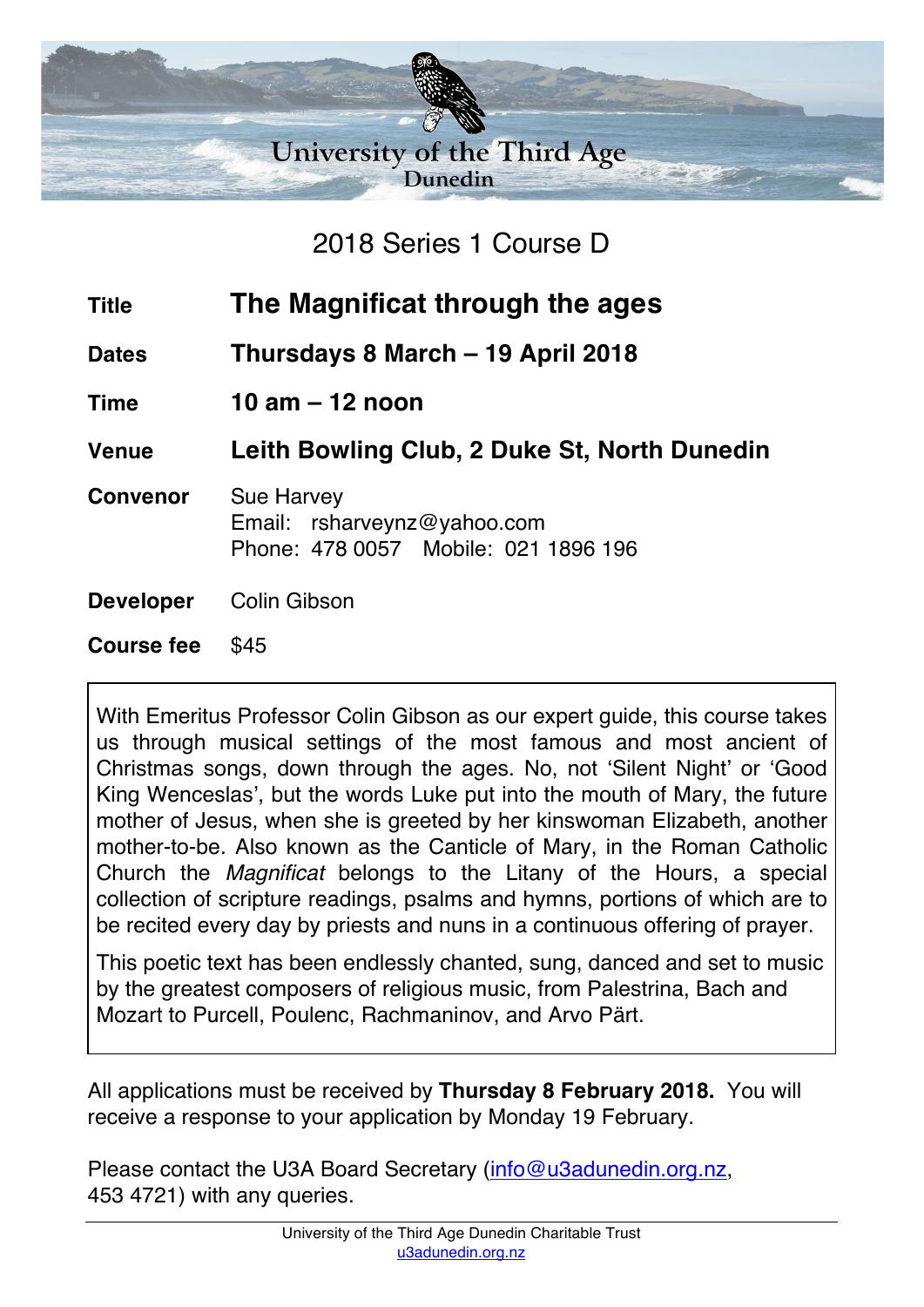# University of the Third Age

## Dunedin

2018 Series 1 Course D

| | |
|---|---|
| **Title** | **The Magnificat through the ages** |
| **Dates** | **Thursdays 8 March – 19 April 2018** |
| **Time** | **10 am – 12 noon** |
| **Venue** | **Leith Bowling Club, 2 Duke St, North Dunedin** |
| **Convenor** | Sue Harvey<br>Email: rsharveynz@yahoo.com<br>Phone: 478 0057 Mobile: 021 1896 196 |
| **Developer** | Colin Gibson |
| **Course fee** | $45 |

With Emeritus Professor Colin Gibson as our expert guide, this course takes us through musical settings of the most famous and most ancient of Christmas songs, down through the ages. No, not 'Silent Night' or 'Good King Wenceslas', but the words Luke put into the mouth of Mary, the future mother of Jesus, when she is greeted by her kinswoman Elizabeth, another mother-to-be. Also known as the Canticle of Mary, in the Roman Catholic Church the *Magnificat* belongs to the Litany of the Hours, a special collection of scripture readings, psalms and hymns, portions of which are to be recited every day by priests and nuns in a continuous offering of prayer.

This poetic text has been endlessly chanted, sung, danced and set to music by the greatest composers of religious music, from Palestrina, Bach and Mozart to Purcell, Poulenc, Rachmaninov, and Arvo Pärt.

All applications must be received by **Thursday 8 February 2018.** You will receive a response to your application by Monday 19 February.

Please contact the U3A Board Secretary (info@u3adunedin.org.nz, 453 4721) with any queries.

University of the Third Age Dunedin Charitable Trust
u3adunedin.org.nz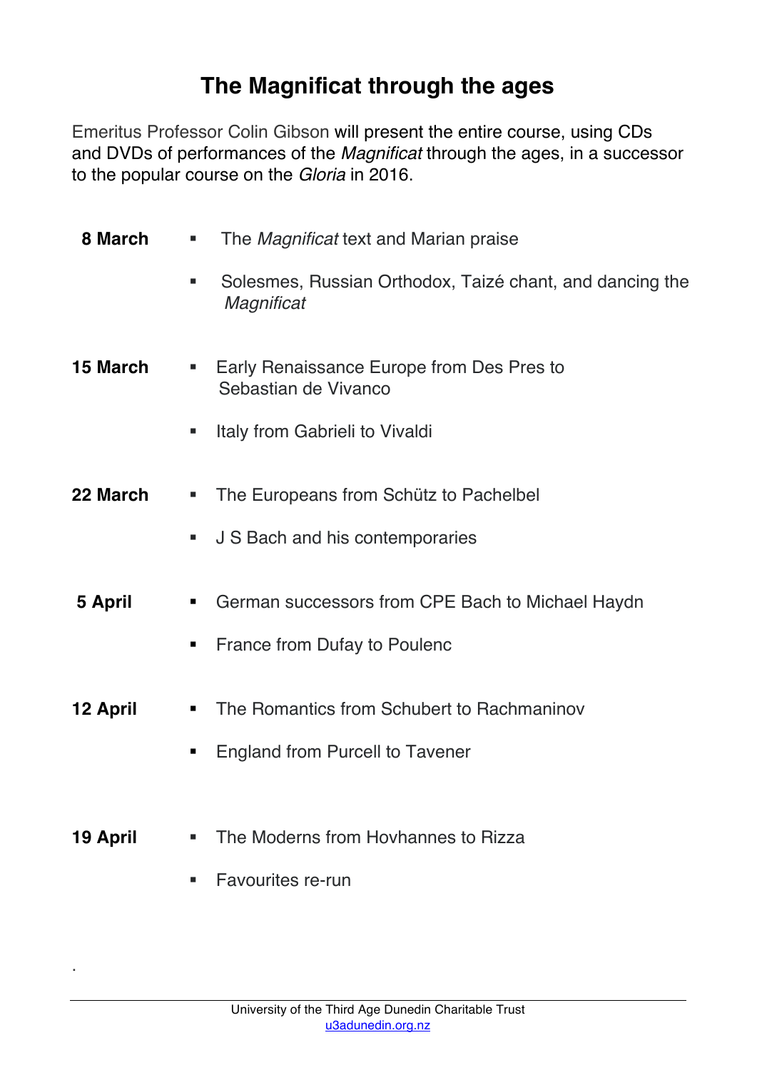# The Magnificat through the ages

Emeritus Professor Colin Gibson will present the entire course, using CDs and DVDs of performances of the *Magnificat* through the ages, in a successor to the popular course on the *Gloria* in 2016.

**8 March**

- The *Magnificat* text and Marian praise
- Solesmes, Russian Orthodox, Taizé chant, and dancing the *Magnificat*

**15 March**

- Early Renaissance Europe from Des Pres to Sebastian de Vivanco
- Italy from Gabrieli to Vivaldi

**22 March**

- The Europeans from Schütz to Pachelbel
- J S Bach and his contemporaries

**5 April**

- German successors from CPE Bach to Michael Haydn
- France from Dufay to Poulenc

**12 April**

- The Romantics from Schubert to Rachmaninov
- England from Purcell to Tavener

**19 April**

- The Moderns from Hovhannes to Rizza
- Favourites re-run

.

University of the Third Age Dunedin Charitable Trust
u3adunedin.org.nz